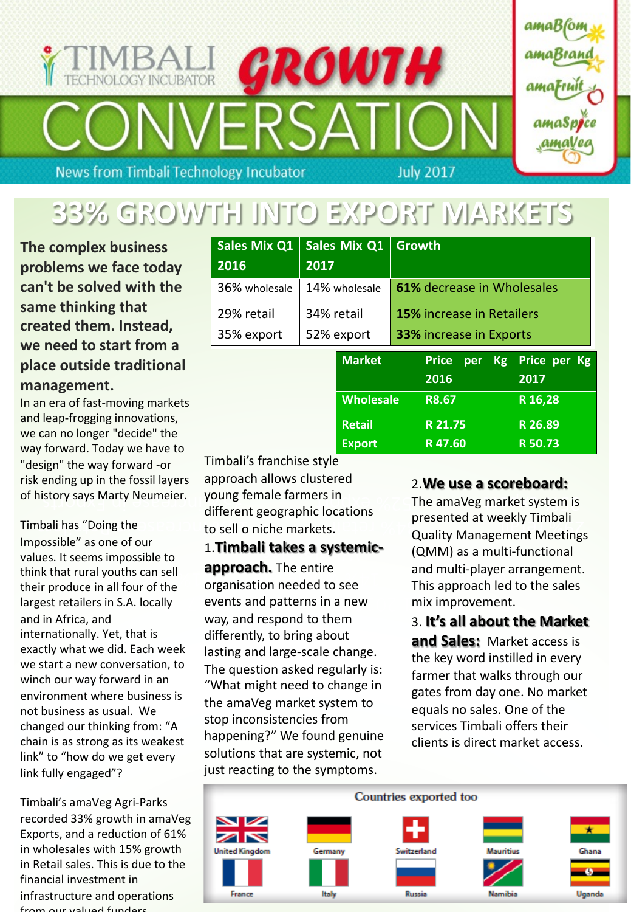# TIMBALI TECHNOLOGY INCUBATOR GROWTH CONVERSATION

News from Timbali Technology Incubator — July 2017

amaBoom · amaBrand · amaFruit · amaSpice · amaVeg

## 33% GROWTH INTO EXPORT MARKETS

**The complex business problems we face today can't be solved with the same thinking that created them. Instead, we need to start from a place outside traditional management.**

In an era of fast-moving markets and leap-frogging innovations, we can no longer "decide" the way forward. Today we have to "design" the way forward -or risk ending up in the fossil layers of history says Marty Neumeier.

Timbali has "Doing the Impossible" as one of our values. It seems impossible to think that rural youths can sell their produce in all four of the largest retailers in S.A. locally and in Africa, and internationally. Yet, that is exactly what we did. Each week we start a new conversation, to winch our way forward in an environment where business is not business as usual. We changed our thinking from: "A chain is as strong as its weakest link" to "how do we get every link fully engaged"?

Timbali's amaVeg Agri-Parks recorded 33% growth in amaVeg Exports, and a reduction of 61% in wholesales with 15% growth in Retail sales. This is due to the financial investment in infrastructure and operations from our valued funders.

| Sales Mix Q1 2016 | Sales Mix Q1 2017 | Growth |
|---|---|---|
| 36% wholesale | 14% wholesale | **61%** decrease in Wholesales |
| 29% retail | 34% retail | **15%** increase in Retailers |
| 35% export | 52% export | **33%** increase in Exports |

| Market | Price per Kg 2016 | Price per Kg 2017 |
|---|---|---|
| Wholesale | R8.67 | R 16,28 |
| Retail | R 21.75 | R 26.89 |
| Export | R 47.60 | R 50.73 |

Timbali's franchise style approach allows clustered young female farmers in different geographic locations to sell o niche markets.

1.**Timbali takes a systemic-approach.** The entire organisation needed to see events and patterns in a new way, and respond to them differently, to bring about lasting and large-scale change. The question asked regularly is: "What might need to change in the amaVeg market system to stop inconsistencies from happening?" We found genuine solutions that are systemic, not just reacting to the symptoms.

2.**We use a scoreboard:** The amaVeg market system is presented at weekly Timbali Quality Management Meetings (QMM) as a multi-functional and multi-player arrangement. This approach led to the sales mix improvement.

3. **It's all about the Market and Sales:** Market access is the key word instilled in every farmer that walks through our gates from day one. No market equals no sales. One of the services Timbali offers their clients is direct market access.

**Countries exported too**

United Kingdom, Germany, Switzerland, Mauritius, Ghana, France, Italy, Russia, Namibia, Uganda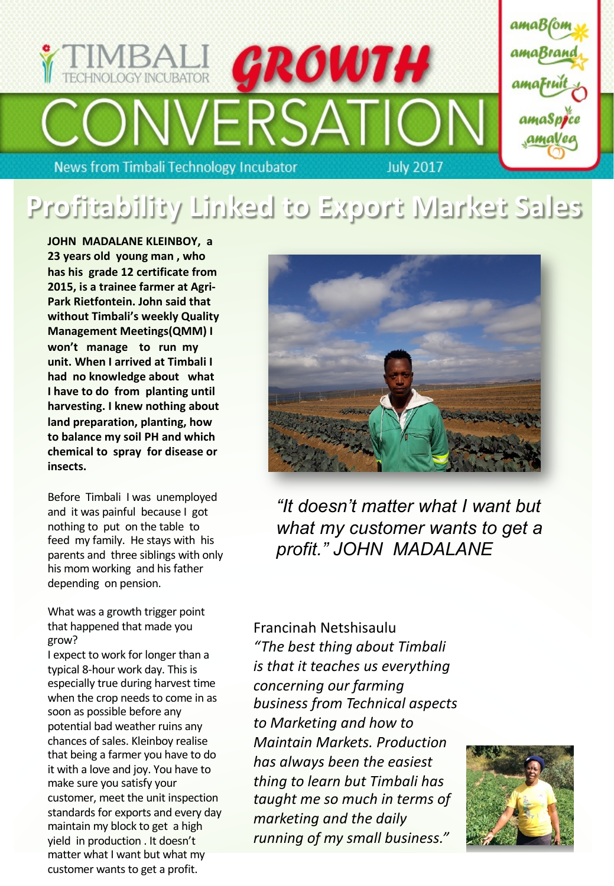# TIMBALI TECHNOLOGY INCUBATOR GROWTH CONVERSATION

News from Timbali Technology Incubator July 2017

amaBlom amaBrand amaFruit amaSpice amaVeg

# Profitability Linked to Export Market Sales

**JOHN MADALANE KLEINBOY, a 23 years old young man, who has his grade 12 certificate from 2015, is a trainee farmer at Agri-Park Rietfontein. John said that without Timbali's weekly Quality Management Meetings(QMM) I won't manage to run my unit. When I arrived at Timbali I had no knowledge about what I have to do from planting until harvesting. I knew nothing about land preparation, planting, how to balance my soil PH and which chemical to spray for disease or insects.**

Before Timbali I was unemployed and it was painful because I got nothing to put on the table to feed my family. He stays with his parents and three siblings with only his mom working and his father depending on pension.

What was a growth trigger point that happened that made you grow?

I expect to work for longer than a typical 8-hour work day. This is especially true during harvest time when the crop needs to come in as soon as possible before any potential bad weather ruins any chances of sales. Kleinboy realise that being a farmer you have to do it with a love and joy. You have to make sure you satisfy your customer, meet the unit inspection standards for exports and every day maintain my block to get a high yield in production. It doesn't matter what I want but what my customer wants to get a profit.

*"It doesn't matter what I want but what my customer wants to get a profit." JOHN MADALANE*

Francinah Netshisaulu

*"The best thing about Timbali is that it teaches us everything concerning our farming business from Technical aspects to Marketing and how to Maintain Markets. Production has always been the easiest thing to learn but Timbali has taught me so much in terms of marketing and the daily running of my small business."*